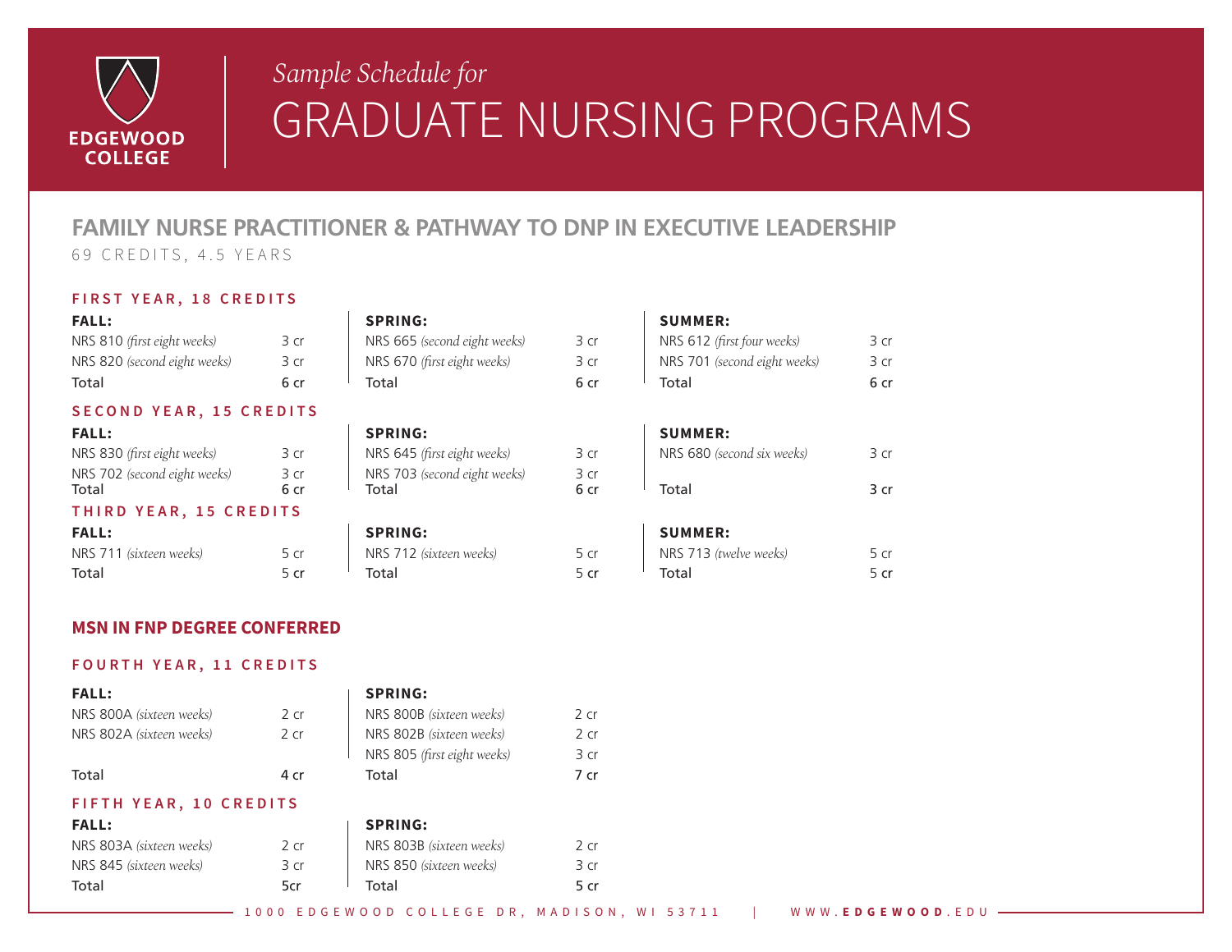# Sample Schedule for GRADUATE NURSING PROGRAMS

EDGEWOOD COLLEGE

## FAMILY NURSE PRACTITIONER & PATHWAY TO DNP IN EXECUTIVE LEADERSHIP

69 CREDITS, 4.5 YEARS

### FIRST YEAR, 18 CREDITS

| FALL: | | SPRING: | | SUMMER: | |
|---|---|---|---|---|---|
| NRS 810 *(first eight weeks)* | 3 cr | NRS 665 *(second eight weeks)* | 3 cr | NRS 612 *(first four weeks)* | 3 cr |
| NRS 820 *(second eight weeks)* | 3 cr | NRS 670 *(first eight weeks)* | 3 cr | NRS 701 *(second eight weeks)* | 3 cr |
| Total | 6 cr | Total | 6 cr | Total | 6 cr |

### SECOND YEAR, 15 CREDITS

| FALL: | | SPRING: | | SUMMER: | |
|---|---|---|---|---|---|
| NRS 830 *(first eight weeks)* | 3 cr | NRS 645 *(first eight weeks)* | 3 cr | NRS 680 *(second six weeks)* | 3 cr |
| NRS 702 *(second eight weeks)* | 3 cr | NRS 703 *(second eight weeks)* | 3 cr | | |
| Total | 6 cr | Total | 6 cr | Total | 3 cr |

### THIRD YEAR, 15 CREDITS

| FALL: | | SPRING: | | SUMMER: | |
|---|---|---|---|---|---|
| NRS 711 *(sixteen weeks)* | 5 cr | NRS 712 *(sixteen weeks)* | 5 cr | NRS 713 *(twelve weeks)* | 5 cr |
| Total | 5 cr | Total | 5 cr | Total | 5 cr |

### MSN IN FNP DEGREE CONFERRED

### FOURTH YEAR, 11 CREDITS

| FALL: | | SPRING: | |
|---|---|---|---|
| NRS 800A *(sixteen weeks)* | 2 cr | NRS 800B *(sixteen weeks)* | 2 cr |
| NRS 802A *(sixteen weeks)* | 2 cr | NRS 802B *(sixteen weeks)* | 2 cr |
| | | NRS 805 *(first eight weeks)* | 3 cr |
| Total | 4 cr | Total | 7 cr |

### FIFTH YEAR, 10 CREDITS

| FALL: | | SPRING: | |
|---|---|---|---|
| NRS 803A *(sixteen weeks)* | 2 cr | NRS 803B *(sixteen weeks)* | 2 cr |
| NRS 845 *(sixteen weeks)* | 3 cr | NRS 850 *(sixteen weeks)* | 3 cr |
| Total | 5cr | Total | 5 cr |

1000 EDGEWOOD COLLEGE DR, MADISON, WI 53711 | WWW.EDGEWOOD.EDU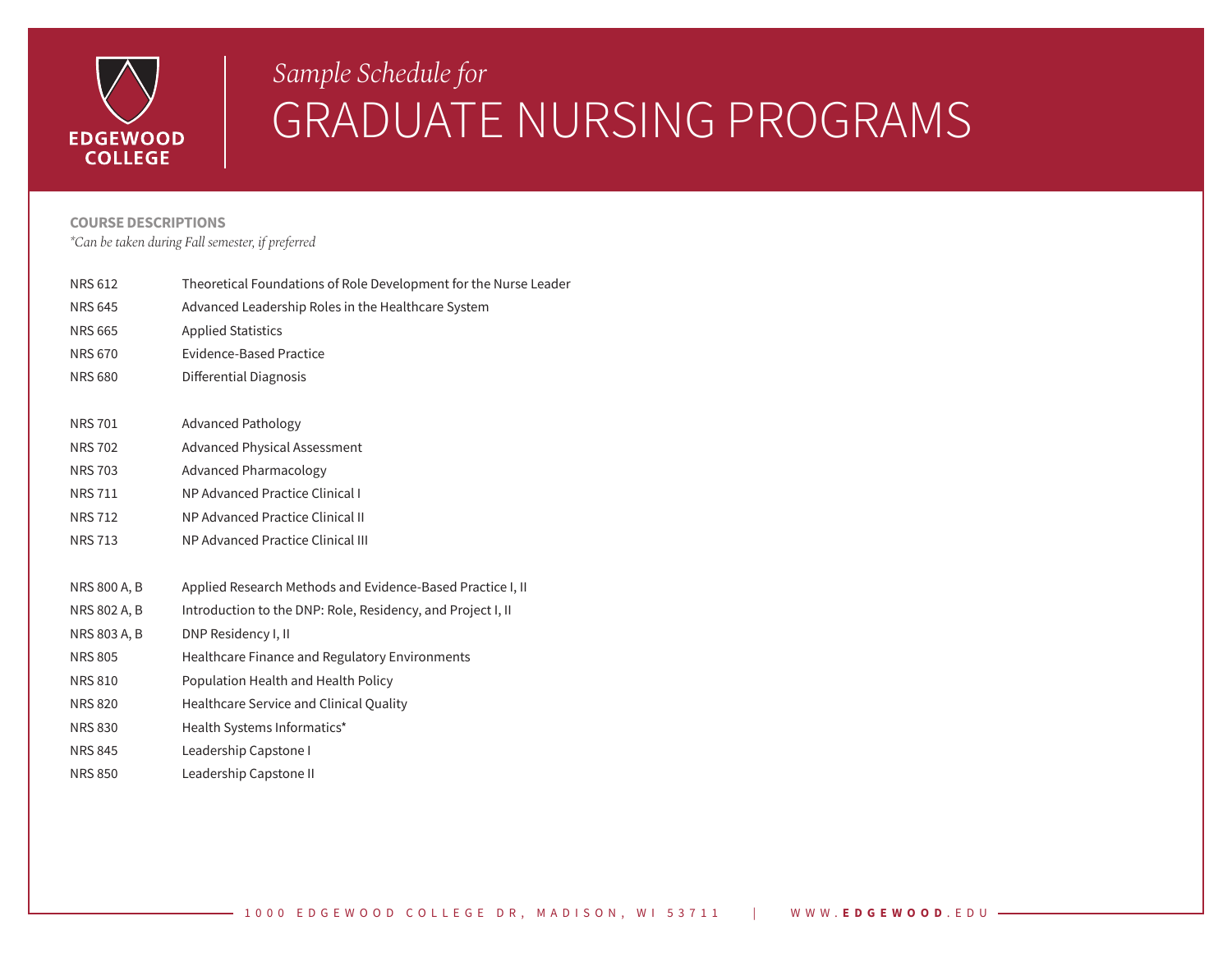EDGEWOOD COLLEGE

*Sample Schedule for*

# GRADUATE NURSING PROGRAMS

**COURSE DESCRIPTIONS**

*\*Can be taken during Fall semester, if preferred*

| | |
|---|---|
| NRS 612 | Theoretical Foundations of Role Development for the Nurse Leader |
| NRS 645 | Advanced Leadership Roles in the Healthcare System |
| NRS 665 | Applied Statistics |
| NRS 670 | Evidence-Based Practice |
| NRS 680 | Differential Diagnosis |
| NRS 701 | Advanced Pathology |
| NRS 702 | Advanced Physical Assessment |
| NRS 703 | Advanced Pharmacology |
| NRS 711 | NP Advanced Practice Clinical I |
| NRS 712 | NP Advanced Practice Clinical II |
| NRS 713 | NP Advanced Practice Clinical III |
| NRS 800 A, B | Applied Research Methods and Evidence-Based Practice I, II |
| NRS 802 A, B | Introduction to the DNP: Role, Residency, and Project I, II |
| NRS 803 A, B | DNP Residency I, II |
| NRS 805 | Healthcare Finance and Regulatory Environments |
| NRS 810 | Population Health and Health Policy |
| NRS 820 | Healthcare Service and Clinical Quality |
| NRS 830 | Health Systems Informatics* |
| NRS 845 | Leadership Capstone I |
| NRS 850 | Leadership Capstone II |

1000 EDGEWOOD COLLEGE DR, MADISON, WI 53711 | WWW.**EDGEWOOD**.EDU